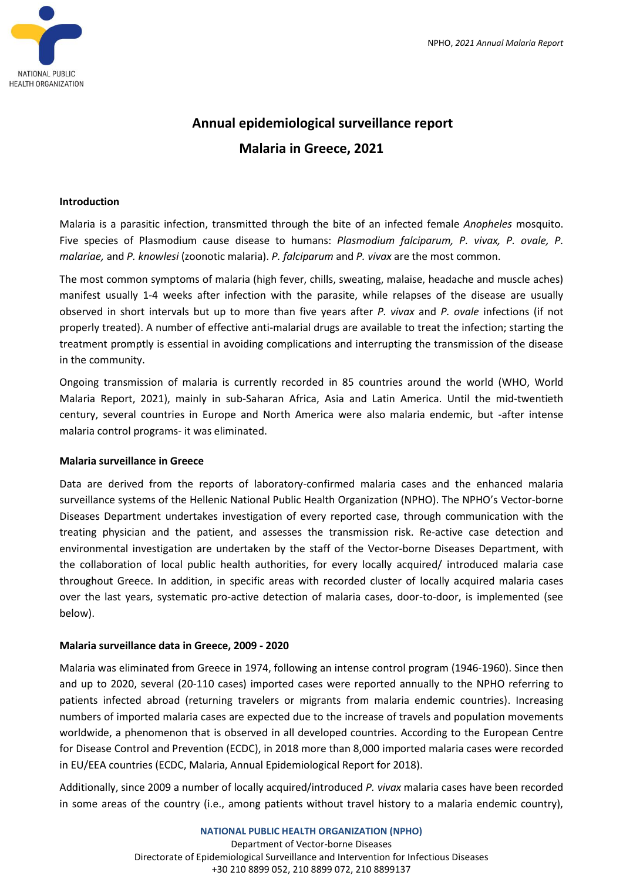# Annual epidemiological surveillance report

# Malaria in Greece, 2021

## Introduction

Malaria is a parasitic infection, transmitted through the bite of an infected female *Anopheles* mosquito. Five species of Plasmodium cause disease to humans: *Plasmodium falciparum, P. vivax, P. ovale, P. malariae,* and *P. knowlesi* (zoonotic malaria). *P. falciparum* and *P. vivax* are the most common.

The most common symptoms of malaria (high fever, chills, sweating, malaise, headache and muscle aches) manifest usually 1-4 weeks after infection with the parasite, while relapses of the disease are usually observed in short intervals but up to more than five years after *P. vivax* and *P. ovale* infections (if not properly treated). A number of effective anti-malarial drugs are available to treat the infection; starting the treatment promptly is essential in avoiding complications and interrupting the transmission of the disease in the community.

Ongoing transmission of malaria is currently recorded in 85 countries around the world (WHO, World Malaria Report, 2021), mainly in sub-Saharan Africa, Asia and Latin America. Until the mid-twentieth century, several countries in Europe and North America were also malaria endemic, but -after intense malaria control programs- it was eliminated.

## Malaria surveillance in Greece

Data are derived from the reports of laboratory-confirmed malaria cases and the enhanced malaria surveillance systems of the Hellenic National Public Health Organization (NPHO). The NPHO's Vector-borne Diseases Department undertakes investigation of every reported case, through communication with the treating physician and the patient, and assesses the transmission risk. Re-active case detection and environmental investigation are undertaken by the staff of the Vector-borne Diseases Department, with the collaboration of local public health authorities, for every locally acquired/ introduced malaria case throughout Greece. In addition, in specific areas with recorded cluster of locally acquired malaria cases over the last years, systematic pro-active detection of malaria cases, door-to-door, is implemented (see below).

## Malaria surveillance data in Greece, 2009 - 2020

Malaria was eliminated from Greece in 1974, following an intense control program (1946-1960). Since then and up to 2020, several (20-110 cases) imported cases were reported annually to the NPHO referring to patients infected abroad (returning travelers or migrants from malaria endemic countries). Increasing numbers of imported malaria cases are expected due to the increase of travels and population movements worldwide, a phenomenon that is observed in all developed countries. According to the European Centre for Disease Control and Prevention (ECDC), in 2018 more than 8,000 imported malaria cases were recorded in EU/EEA countries (ECDC, Malaria, Annual Epidemiological Report for 2018).

Additionally, since 2009 a number of locally acquired/introduced *P. vivax* malaria cases have been recorded in some areas of the country (i.e., among patients without travel history to a malaria endemic country),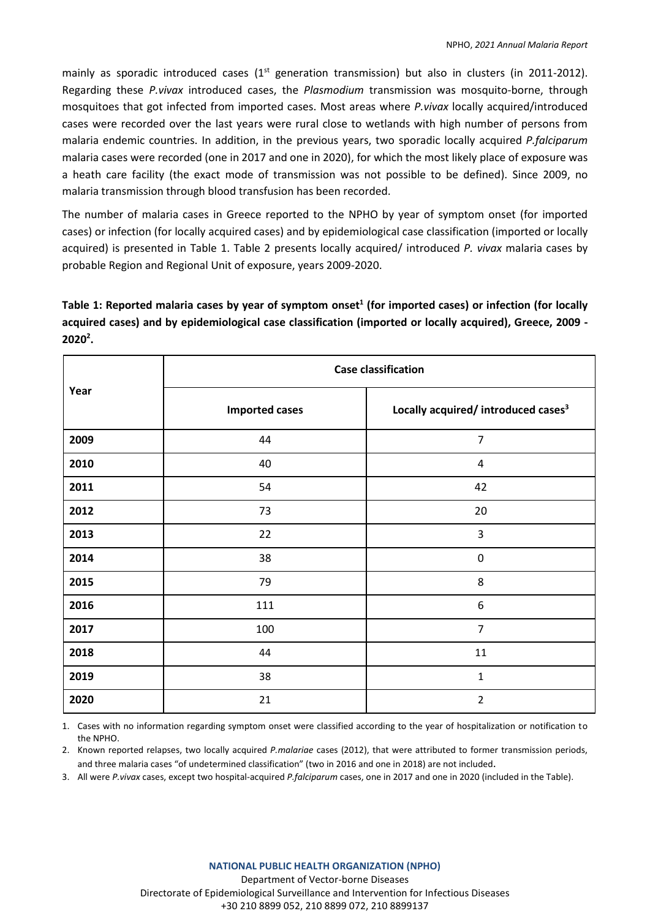mainly as sporadic introduced cases (1st generation transmission) but also in clusters (in 2011-2012). Regarding these *P.vivax* introduced cases, the *Plasmodium* transmission was mosquito-borne, through mosquitoes that got infected from imported cases. Most areas where *P.vivax* locally acquired/introduced cases were recorded over the last years were rural close to wetlands with high number of persons from malaria endemic countries. In addition, in the previous years, two sporadic locally acquired *P.falciparum* malaria cases were recorded (one in 2017 and one in 2020), for which the most likely place of exposure was a heath care facility (the exact mode of transmission was not possible to be defined). Since 2009, no malaria transmission through blood transfusion has been recorded.

The number of malaria cases in Greece reported to the NPHO by year of symptom onset (for imported cases) or infection (for locally acquired cases) and by epidemiological case classification (imported or locally acquired) is presented in Table 1. Table 2 presents locally acquired/ introduced *P. vivax* malaria cases by probable Region and Regional Unit of exposure, years 2009-2020.

**Table 1: Reported malaria cases by year of symptom onset[1] (for imported cases) or infection (for locally acquired cases) and by epidemiological case classification (imported or locally acquired), Greece, 2009 - 2020[2].**

| Year | Case classification | |
|---|---|---|
| | **Imported cases** | **Locally acquired/ introduced cases[3]** |
| **2009** | 44 | 7 |
| **2010** | 40 | 4 |
| **2011** | 54 | 42 |
| **2012** | 73 | 20 |
| **2013** | 22 | 3 |
| **2014** | 38 | 0 |
| **2015** | 79 | 8 |
| **2016** | 111 | 6 |
| **2017** | 100 | 7 |
| **2018** | 44 | 11 |
| **2019** | 38 | 1 |
| **2020** | 21 | 2 |

1. Cases with no information regarding symptom onset were classified according to the year of hospitalization or notification to the NPHO.
2. Known reported relapses, two locally acquired *P.malariae* cases (2012), that were attributed to former transmission periods, and three malaria cases "of undetermined classification" (two in 2016 and one in 2018) are not included.
3. All were *P.vivax* cases, except two hospital-acquired *P.falciparum* cases, one in 2017 and one in 2020 (included in the Table).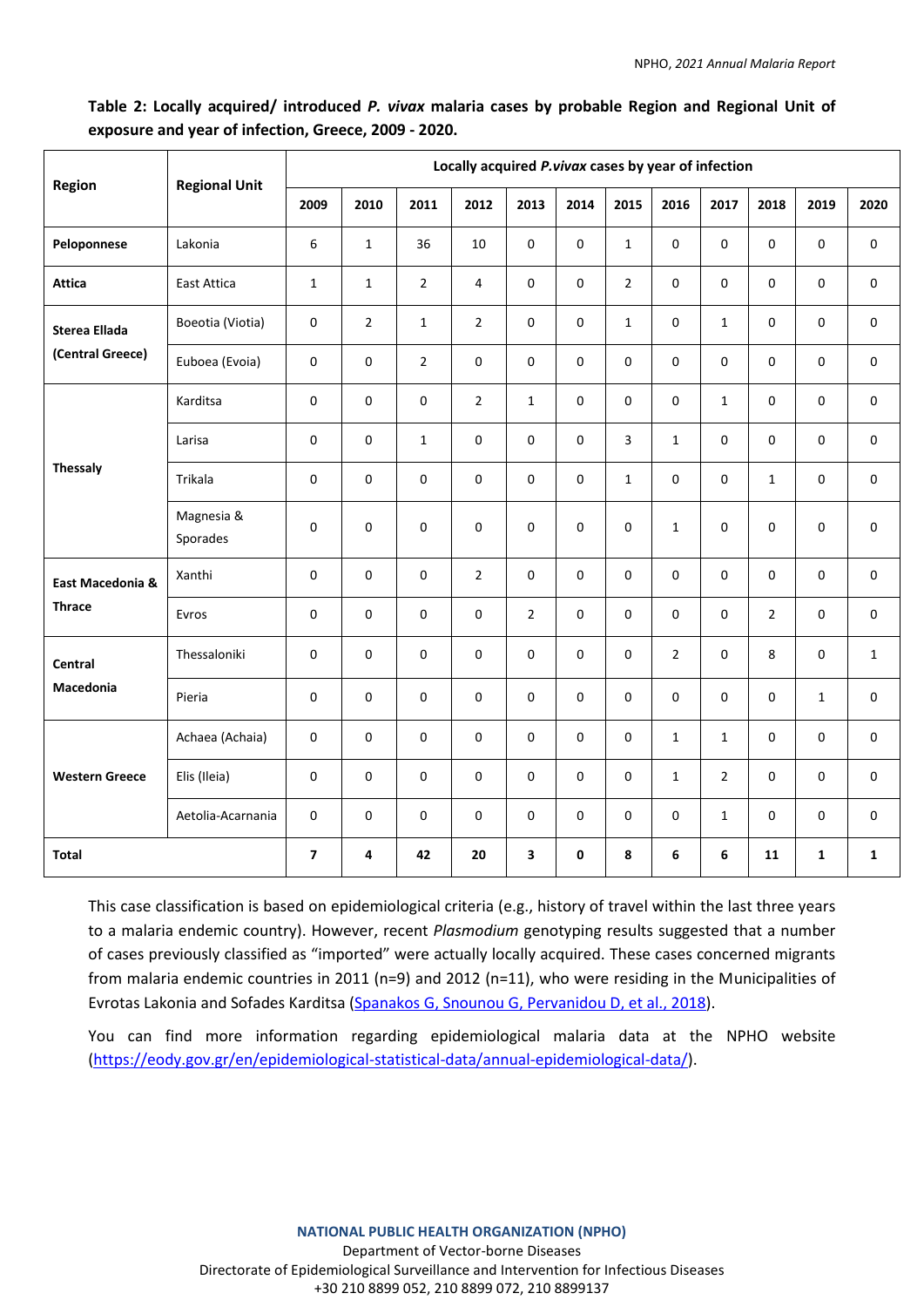**Table 2: Locally acquired/ introduced *P. vivax* malaria cases by probable Region and Regional Unit of exposure and year of infection, Greece, 2009 - 2020.**

| Region | Regional Unit | Locally acquired *P.vivax* cases by year of infection | | | | | | | | | | | |
|---|---|---|---|---|---|---|---|---|---|---|---|---|---|
| | | 2009 | 2010 | 2011 | 2012 | 2013 | 2014 | 2015 | 2016 | 2017 | 2018 | 2019 | 2020 |
| **Peloponnese** | Lakonia | 6 | 1 | 36 | 10 | 0 | 0 | 1 | 0 | 0 | 0 | 0 | 0 |
| **Attica** | East Attica | 1 | 1 | 2 | 4 | 0 | 0 | 2 | 0 | 0 | 0 | 0 | 0 |
| **Sterea Ellada (Central Greece)** | Boeotia (Viotia) | 0 | 2 | 1 | 2 | 0 | 0 | 1 | 0 | 1 | 0 | 0 | 0 |
| | Euboea (Evoia) | 0 | 0 | 2 | 0 | 0 | 0 | 0 | 0 | 0 | 0 | 0 | 0 |
| **Thessaly** | Karditsa | 0 | 0 | 0 | 2 | 1 | 0 | 0 | 0 | 1 | 0 | 0 | 0 |
| | Larisa | 0 | 0 | 1 | 0 | 0 | 0 | 3 | 1 | 0 | 0 | 0 | 0 |
| | Trikala | 0 | 0 | 0 | 0 | 0 | 0 | 1 | 0 | 0 | 1 | 0 | 0 |
| | Magnesia & Sporades | 0 | 0 | 0 | 0 | 0 | 0 | 0 | 1 | 0 | 0 | 0 | 0 |
| **East Macedonia & Thrace** | Xanthi | 0 | 0 | 0 | 2 | 0 | 0 | 0 | 0 | 0 | 0 | 0 | 0 |
| | Evros | 0 | 0 | 0 | 0 | 2 | 0 | 0 | 0 | 0 | 2 | 0 | 0 |
| **Central Macedonia** | Thessaloniki | 0 | 0 | 0 | 0 | 0 | 0 | 0 | 2 | 0 | 8 | 0 | 1 |
| | Pieria | 0 | 0 | 0 | 0 | 0 | 0 | 0 | 0 | 0 | 0 | 1 | 0 |
| **Western Greece** | Achaea (Achaia) | 0 | 0 | 0 | 0 | 0 | 0 | 0 | 1 | 1 | 0 | 0 | 0 |
| | Elis (Ileia) | 0 | 0 | 0 | 0 | 0 | 0 | 0 | 1 | 2 | 0 | 0 | 0 |
| | Aetolia-Acarnania | 0 | 0 | 0 | 0 | 0 | 0 | 0 | 0 | 1 | 0 | 0 | 0 |
| **Total** | | **7** | **4** | **42** | **20** | **3** | **0** | **8** | **6** | **6** | **11** | **1** | **1** |

This case classification is based on epidemiological criteria (e.g., history of travel within the last three years to a malaria endemic country). However, recent *Plasmodium* genotyping results suggested that a number of cases previously classified as "imported" were actually locally acquired. These cases concerned migrants from malaria endemic countries in 2011 (n=9) and 2012 (n=11), who were residing in the Municipalities of Evrotas Lakonia and Sofades Karditsa (Spanakos G, Snounou G, Pervanidou D, et al., 2018).

You can find more information regarding epidemiological malaria data at the NPHO website (https://eody.gov.gr/en/epidemiological-statistical-data/annual-epidemiological-data/).

**NATIONAL PUBLIC HEALTH ORGANIZATION (NPHO)**
Department of Vector-borne Diseases
Directorate of Epidemiological Surveillance and Intervention for Infectious Diseases
+30 210 8899 052, 210 8899 072, 210 8899137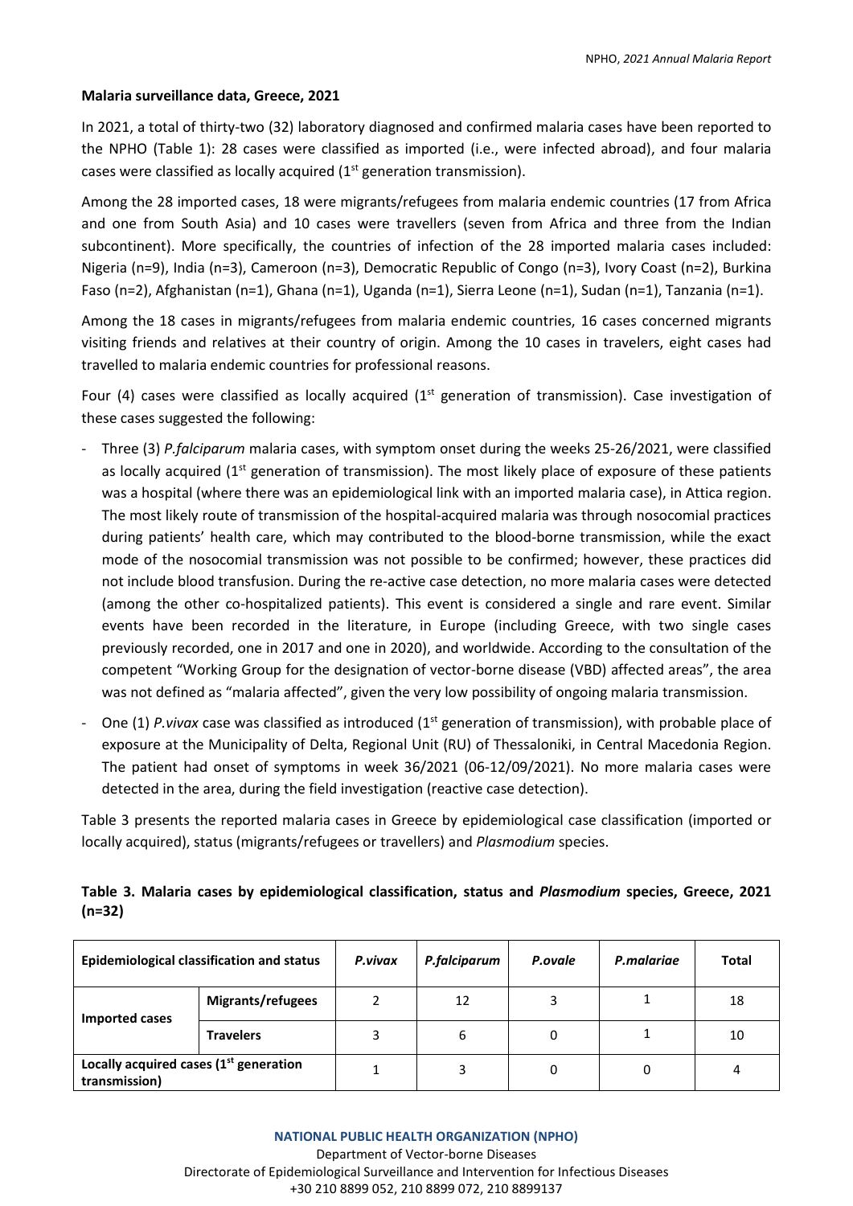**Malaria surveillance data, Greece, 2021**

In 2021, a total of thirty-two (32) laboratory diagnosed and confirmed malaria cases have been reported to the NPHO (Table 1): 28 cases were classified as imported (i.e., were infected abroad), and four malaria cases were classified as locally acquired (1st generation transmission).

Among the 28 imported cases, 18 were migrants/refugees from malaria endemic countries (17 from Africa and one from South Asia) and 10 cases were travellers (seven from Africa and three from the Indian subcontinent). More specifically, the countries of infection of the 28 imported malaria cases included: Nigeria (n=9), India (n=3), Cameroon (n=3), Democratic Republic of Congo (n=3), Ivory Coast (n=2), Burkina Faso (n=2), Afghanistan (n=1), Ghana (n=1), Uganda (n=1), Sierra Leone (n=1), Sudan (n=1), Tanzania (n=1).

Among the 18 cases in migrants/refugees from malaria endemic countries, 16 cases concerned migrants visiting friends and relatives at their country of origin. Among the 10 cases in travelers, eight cases had travelled to malaria endemic countries for professional reasons.

Four (4) cases were classified as locally acquired (1st generation of transmission). Case investigation of these cases suggested the following:

- Three (3) *P.falciparum* malaria cases, with symptom onset during the weeks 25-26/2021, were classified as locally acquired (1st generation of transmission). The most likely place of exposure of these patients was a hospital (where there was an epidemiological link with an imported malaria case), in Attica region. The most likely route of transmission of the hospital-acquired malaria was through nosocomial practices during patients' health care, which may contributed to the blood-borne transmission, while the exact mode of the nosocomial transmission was not possible to be confirmed; however, these practices did not include blood transfusion. During the re-active case detection, no more malaria cases were detected (among the other co-hospitalized patients). This event is considered a single and rare event. Similar events have been recorded in the literature, in Europe (including Greece, with two single cases previously recorded, one in 2017 and one in 2020), and worldwide. According to the consultation of the competent "Working Group for the designation of vector-borne disease (VBD) affected areas", the area was not defined as "malaria affected", given the very low possibility of ongoing malaria transmission.
- One (1) *P.vivax* case was classified as introduced (1st generation of transmission), with probable place of exposure at the Municipality of Delta, Regional Unit (RU) of Thessaloniki, in Central Macedonia Region. The patient had onset of symptoms in week 36/2021 (06-12/09/2021). No more malaria cases were detected in the area, during the field investigation (reactive case detection).

Table 3 presents the reported malaria cases in Greece by epidemiological case classification (imported or locally acquired), status (migrants/refugees or travellers) and *Plasmodium* species.

**Table 3. Malaria cases by epidemiological classification, status and *Plasmodium* species, Greece, 2021 (n=32)**

| Epidemiological classification and status | | *P.vivax* | *P.falciparum* | *P.ovale* | *P.malariae* | Total |
|---|---|---|---|---|---|---|
| Imported cases | Migrants/refugees | 2 | 12 | 3 | 1 | 18 |
| | Travelers | 3 | 6 | 0 | 1 | 10 |
| Locally acquired cases (1st generation transmission) | | 1 | 3 | 0 | 0 | 4 |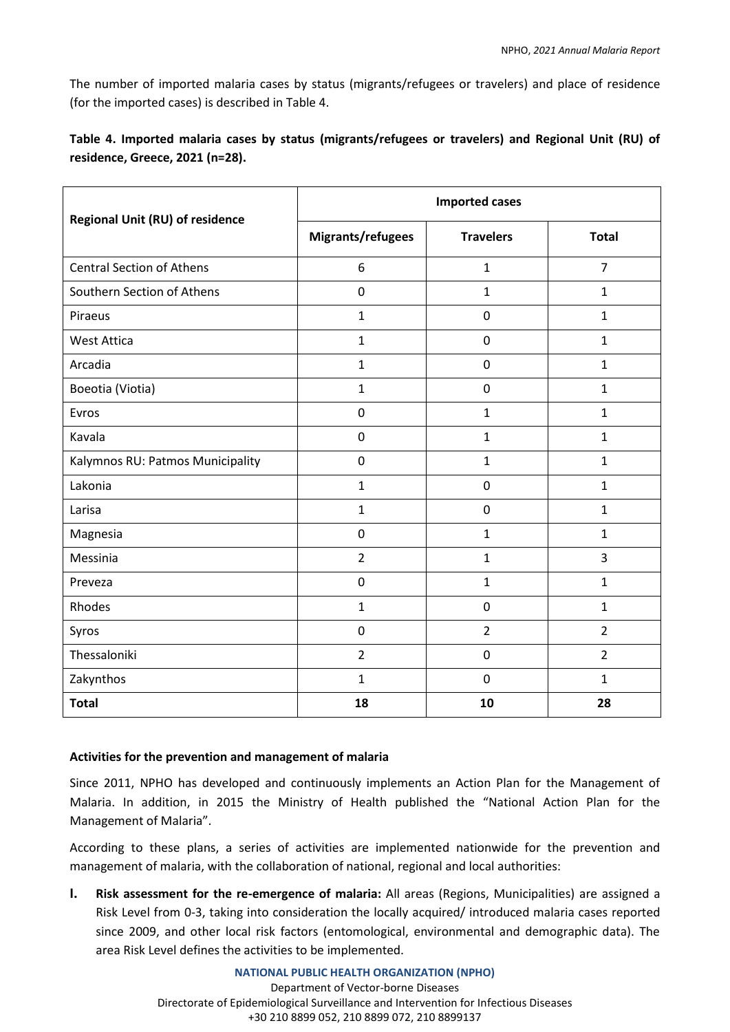The number of imported malaria cases by status (migrants/refugees or travelers) and place of residence (for the imported cases) is described in Table 4.

**Table 4. Imported malaria cases by status (migrants/refugees or travelers) and Regional Unit (RU) of residence, Greece, 2021 (n=28).**

| Regional Unit (RU) of residence | Imported cases | | |
|---|---|---|---|
| | **Migrants/refugees** | **Travelers** | **Total** |
| Central Section of Athens | 6 | 1 | 7 |
| Southern Section of Athens | 0 | 1 | 1 |
| Piraeus | 1 | 0 | 1 |
| West Attica | 1 | 0 | 1 |
| Arcadia | 1 | 0 | 1 |
| Boeotia (Viotia) | 1 | 0 | 1 |
| Evros | 0 | 1 | 1 |
| Kavala | 0 | 1 | 1 |
| Kalymnos RU: Patmos Municipality | 0 | 1 | 1 |
| Lakonia | 1 | 0 | 1 |
| Larisa | 1 | 0 | 1 |
| Magnesia | 0 | 1 | 1 |
| Messinia | 2 | 1 | 3 |
| Preveza | 0 | 1 | 1 |
| Rhodes | 1 | 0 | 1 |
| Syros | 0 | 2 | 2 |
| Thessaloniki | 2 | 0 | 2 |
| Zakynthos | 1 | 0 | 1 |
| **Total** | **18** | **10** | **28** |

**Activities for the prevention and management of malaria**

Since 2011, NPHO has developed and continuously implements an Action Plan for the Management of Malaria. In addition, in 2015 the Ministry of Health published the "National Action Plan for the Management of Malaria".

According to these plans, a series of activities are implemented nationwide for the prevention and management of malaria, with the collaboration of national, regional and local authorities:

I. **Risk assessment for the re-emergence of malaria:** All areas (Regions, Municipalities) are assigned a Risk Level from 0-3, taking into consideration the locally acquired/ introduced malaria cases reported since 2009, and other local risk factors (entomological, environmental and demographic data). The area Risk Level defines the activities to be implemented.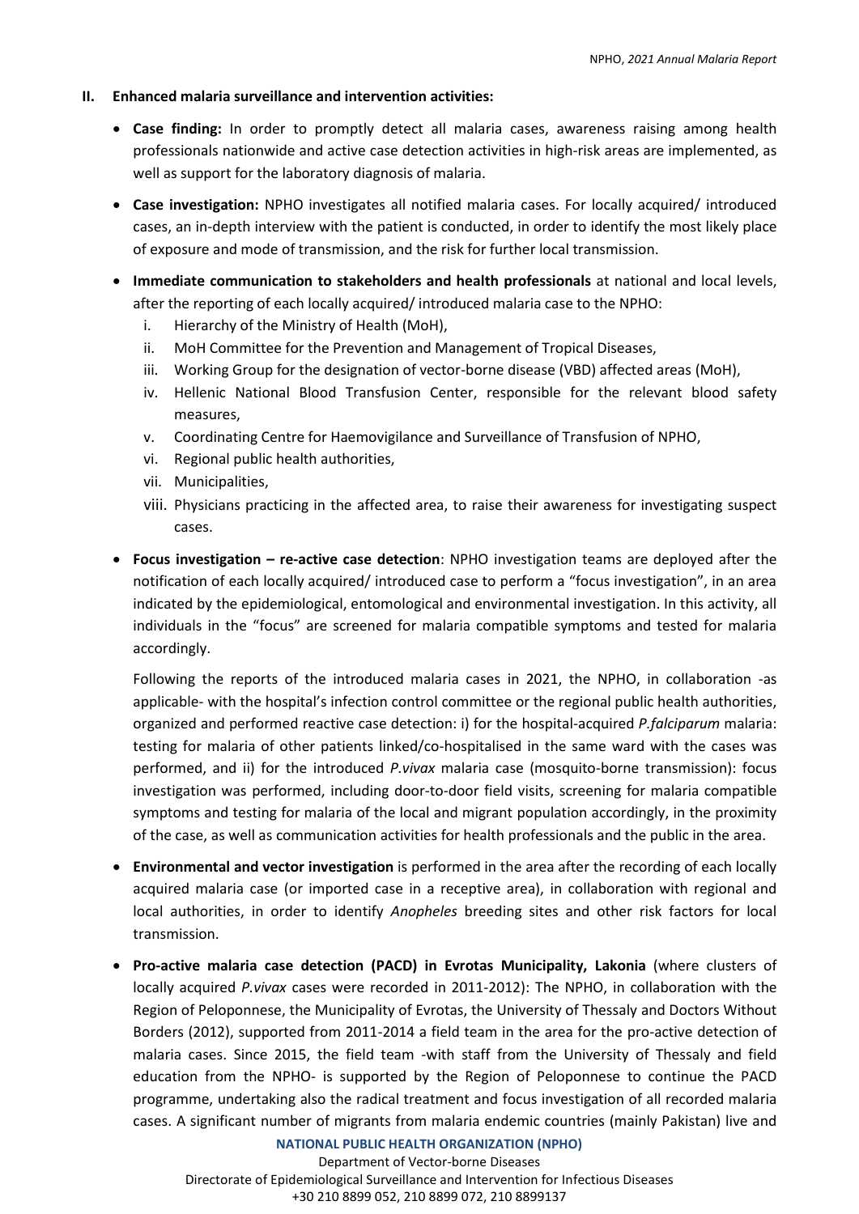## II. Enhanced malaria surveillance and intervention activities:

- **Case finding:** In order to promptly detect all malaria cases, awareness raising among health professionals nationwide and active case detection activities in high-risk areas are implemented, as well as support for the laboratory diagnosis of malaria.

- **Case investigation:** NPHO investigates all notified malaria cases. For locally acquired/ introduced cases, an in-depth interview with the patient is conducted, in order to identify the most likely place of exposure and mode of transmission, and the risk for further local transmission.

- **Immediate communication to stakeholders and health professionals** at national and local levels, after the reporting of each locally acquired/ introduced malaria case to the NPHO:
  1. Hierarchy of the Ministry of Health (MoH),
  2. MoH Committee for the Prevention and Management of Tropical Diseases,
  3. Working Group for the designation of vector-borne disease (VBD) affected areas (MoH),
  4. Hellenic National Blood Transfusion Center, responsible for the relevant blood safety measures,
  5. Coordinating Centre for Haemovigilance and Surveillance of Transfusion of NPHO,
  6. Regional public health authorities,
  7. Municipalities,
  8. Physicians practicing in the affected area, to raise their awareness for investigating suspect cases.

- **Focus investigation – re-active case detection**: NPHO investigation teams are deployed after the notification of each locally acquired/ introduced case to perform a "focus investigation", in an area indicated by the epidemiological, entomological and environmental investigation. In this activity, all individuals in the "focus" are screened for malaria compatible symptoms and tested for malaria accordingly.

  Following the reports of the introduced malaria cases in 2021, the NPHO, in collaboration -as applicable- with the hospital's infection control committee or the regional public health authorities, organized and performed reactive case detection: i) for the hospital-acquired *P.falciparum* malaria: testing for malaria of other patients linked/co-hospitalised in the same ward with the cases was performed, and ii) for the introduced *P.vivax* malaria case (mosquito-borne transmission): focus investigation was performed, including door-to-door field visits, screening for malaria compatible symptoms and testing for malaria of the local and migrant population accordingly, in the proximity of the case, as well as communication activities for health professionals and the public in the area.

- **Environmental and vector investigation** is performed in the area after the recording of each locally acquired malaria case (or imported case in a receptive area), in collaboration with regional and local authorities, in order to identify *Anopheles* breeding sites and other risk factors for local transmission.

- **Pro-active malaria case detection (PACD) in Evrotas Municipality, Lakonia** (where clusters of locally acquired *P.vivax* cases were recorded in 2011-2012): The NPHO, in collaboration with the Region of Peloponnese, the Municipality of Evrotas, the University of Thessaly and Doctors Without Borders (2012), supported from 2011-2014 a field team in the area for the pro-active detection of malaria cases. Since 2015, the field team -with staff from the University of Thessaly and field education from the NPHO- is supported by the Region of Peloponnese to continue the PACD programme, undertaking also the radical treatment and focus investigation of all recorded malaria cases. A significant number of migrants from malaria endemic countries (mainly Pakistan) live and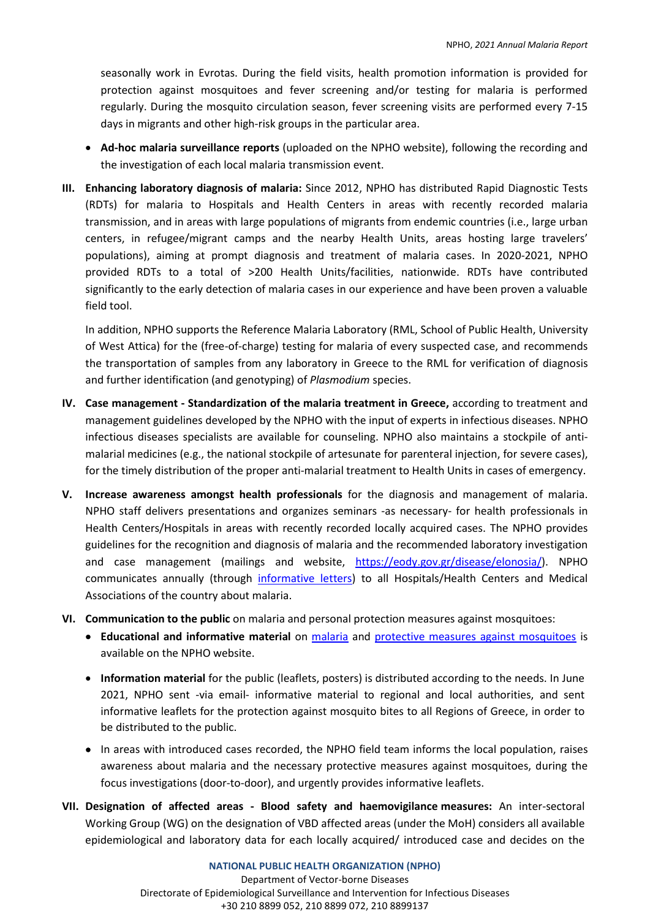seasonally work in Evrotas. During the field visits, health promotion information is provided for protection against mosquitoes and fever screening and/or testing for malaria is performed regularly. During the mosquito circulation season, fever screening visits are performed every 7-15 days in migrants and other high-risk groups in the particular area.

- **Ad-hoc malaria surveillance reports** (uploaded on the NPHO website), following the recording and the investigation of each local malaria transmission event.

**III. Enhancing laboratory diagnosis of malaria:** Since 2012, NPHO has distributed Rapid Diagnostic Tests (RDTs) for malaria to Hospitals and Health Centers in areas with recently recorded malaria transmission, and in areas with large populations of migrants from endemic countries (i.e., large urban centers, in refugee/migrant camps and the nearby Health Units, areas hosting large travelers' populations), aiming at prompt diagnosis and treatment of malaria cases. In 2020-2021, NPHO provided RDTs to a total of >200 Health Units/facilities, nationwide. RDTs have contributed significantly to the early detection of malaria cases in our experience and have been proven a valuable field tool.

In addition, NPHO supports the Reference Malaria Laboratory (RML, School of Public Health, University of West Attica) for the (free-of-charge) testing for malaria of every suspected case, and recommends the transportation of samples from any laboratory in Greece to the RML for verification of diagnosis and further identification (and genotyping) of *Plasmodium* species.

**IV. Case management - Standardization of the malaria treatment in Greece,** according to treatment and management guidelines developed by the NPHO with the input of experts in infectious diseases. NPHO infectious diseases specialists are available for counseling. NPHO also maintains a stockpile of anti-malarial medicines (e.g., the national stockpile of artesunate for parenteral injection, for severe cases), for the timely distribution of the proper anti-malarial treatment to Health Units in cases of emergency.

**V. Increase awareness amongst health professionals** for the diagnosis and management of malaria. NPHO staff delivers presentations and organizes seminars -as necessary- for health professionals in Health Centers/Hospitals in areas with recently recorded locally acquired cases. The NPHO provides guidelines for the recognition and diagnosis of malaria and the recommended laboratory investigation and case management (mailings and website, https://eody.gov.gr/disease/elonosia/). NPHO communicates annually (through informative letters) to all Hospitals/Health Centers and Medical Associations of the country about malaria.

**VI. Communication to the public** on malaria and personal protection measures against mosquitoes:

- **Educational and informative material** on malaria and protective measures against mosquitoes is available on the NPHO website.
- **Information material** for the public (leaflets, posters) is distributed according to the needs. In June 2021, NPHO sent -via email- informative material to regional and local authorities, and sent informative leaflets for the protection against mosquito bites to all Regions of Greece, in order to be distributed to the public.
- In areas with introduced cases recorded, the NPHO field team informs the local population, raises awareness about malaria and the necessary protective measures against mosquitoes, during the focus investigations (door-to-door), and urgently provides informative leaflets.

**VII. Designation of affected areas - Blood safety and haemovigilance measures:** An inter-sectoral Working Group (WG) on the designation of VBD affected areas (under the MoH) considers all available epidemiological and laboratory data for each locally acquired/ introduced case and decides on the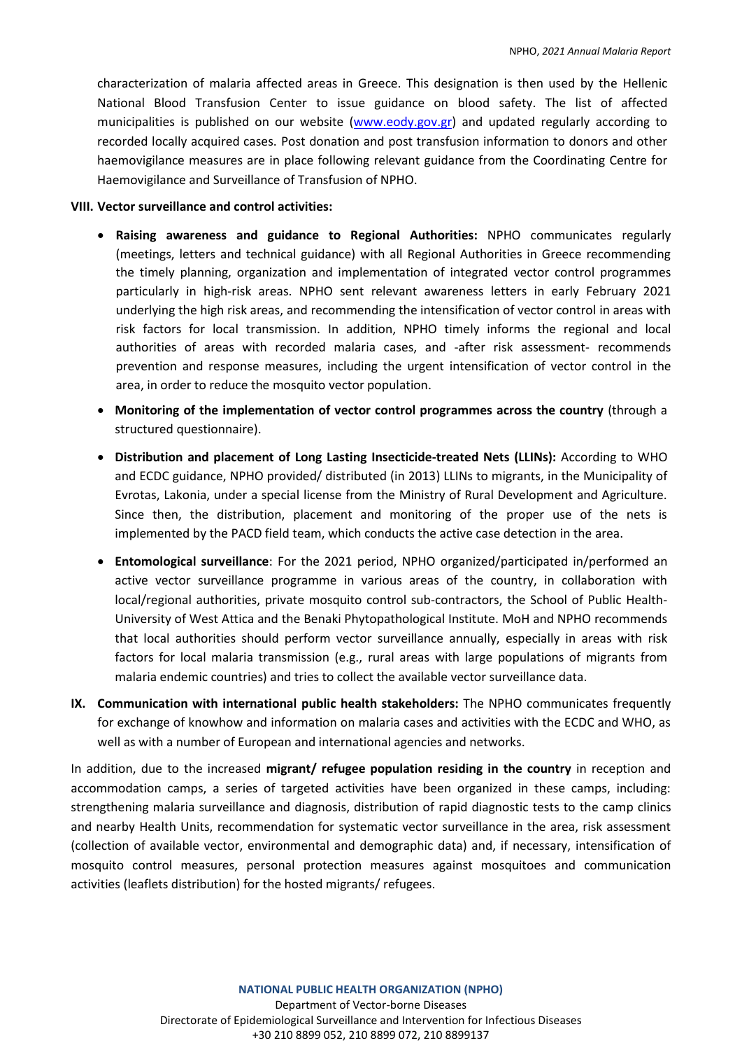characterization of malaria affected areas in Greece. This designation is then used by the Hellenic National Blood Transfusion Center to issue guidance on blood safety. The list of affected municipalities is published on our website ([www.eody.gov.gr](http://www.eody.gov.gr)) and updated regularly according to recorded locally acquired cases. Post donation and post transfusion information to donors and other haemovigilance measures are in place following relevant guidance from the Coordinating Centre for Haemovigilance and Surveillance of Transfusion of NPHO.

**VIII. Vector surveillance and control activities:**

- **Raising awareness and guidance to Regional Authorities:** NPHO communicates regularly (meetings, letters and technical guidance) with all Regional Authorities in Greece recommending the timely planning, organization and implementation of integrated vector control programmes particularly in high-risk areas. NPHO sent relevant awareness letters in early February 2021 underlying the high risk areas, and recommending the intensification of vector control in areas with risk factors for local transmission. In addition, NPHO timely informs the regional and local authorities of areas with recorded malaria cases, and -after risk assessment- recommends prevention and response measures, including the urgent intensification of vector control in the area, in order to reduce the mosquito vector population.
- **Monitoring of the implementation of vector control programmes across the country** (through a structured questionnaire).
- **Distribution and placement of Long Lasting Insecticide-treated Nets (LLINs):** According to WHO and ECDC guidance, NPHO provided/ distributed (in 2013) LLINs to migrants, in the Municipality of Evrotas, Lakonia, under a special license from the Ministry of Rural Development and Agriculture. Since then, the distribution, placement and monitoring of the proper use of the nets is implemented by the PACD field team, which conducts the active case detection in the area.
- **Entomological surveillance**: For the 2021 period, NPHO organized/participated in/performed an active vector surveillance programme in various areas of the country, in collaboration with local/regional authorities, private mosquito control sub-contractors, the School of Public Health-University of West Attica and the Benaki Phytopathological Institute. MoH and NPHO recommends that local authorities should perform vector surveillance annually, especially in areas with risk factors for local malaria transmission (e.g., rural areas with large populations of migrants from malaria endemic countries) and tries to collect the available vector surveillance data.

**IX. Communication with international public health stakeholders:** The NPHO communicates frequently for exchange of knowhow and information on malaria cases and activities with the ECDC and WHO, as well as with a number of European and international agencies and networks.

In addition, due to the increased **migrant/ refugee population residing in the country** in reception and accommodation camps, a series of targeted activities have been organized in these camps, including: strengthening malaria surveillance and diagnosis, distribution of rapid diagnostic tests to the camp clinics and nearby Health Units, recommendation for systematic vector surveillance in the area, risk assessment (collection of available vector, environmental and demographic data) and, if necessary, intensification of mosquito control measures, personal protection measures against mosquitoes and communication activities (leaflets distribution) for the hosted migrants/ refugees.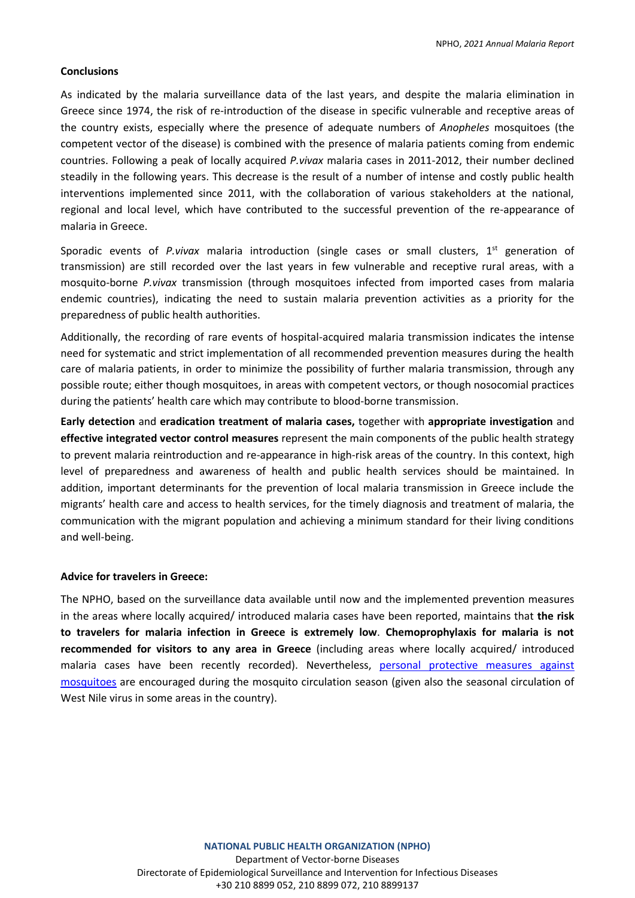**Conclusions**

As indicated by the malaria surveillance data of the last years, and despite the malaria elimination in Greece since 1974, the risk of re-introduction of the disease in specific vulnerable and receptive areas of the country exists, especially where the presence of adequate numbers of *Anopheles* mosquitoes (the competent vector of the disease) is combined with the presence of malaria patients coming from endemic countries. Following a peak of locally acquired *P.vivax* malaria cases in 2011-2012, their number declined steadily in the following years. This decrease is the result of a number of intense and costly public health interventions implemented since 2011, with the collaboration of various stakeholders at the national, regional and local level, which have contributed to the successful prevention of the re-appearance of malaria in Greece.

Sporadic events of *P.vivax* malaria introduction (single cases or small clusters, 1st generation of transmission) are still recorded over the last years in few vulnerable and receptive rural areas, with a mosquito-borne *P.vivax* transmission (through mosquitoes infected from imported cases from malaria endemic countries), indicating the need to sustain malaria prevention activities as a priority for the preparedness of public health authorities.

Additionally, the recording of rare events of hospital-acquired malaria transmission indicates the intense need for systematic and strict implementation of all recommended prevention measures during the health care of malaria patients, in order to minimize the possibility of further malaria transmission, through any possible route; either though mosquitoes, in areas with competent vectors, or though nosocomial practices during the patients' health care which may contribute to blood-borne transmission.

**Early detection** and **eradication treatment of malaria cases,** together with **appropriate investigation** and **effective integrated vector control measures** represent the main components of the public health strategy to prevent malaria reintroduction and re-appearance in high-risk areas of the country. In this context, high level of preparedness and awareness of health and public health services should be maintained. In addition, important determinants for the prevention of local malaria transmission in Greece include the migrants' health care and access to health services, for the timely diagnosis and treatment of malaria, the communication with the migrant population and achieving a minimum standard for their living conditions and well-being.

**Advice for travelers in Greece:**

The NPHO, based on the surveillance data available until now and the implemented prevention measures in the areas where locally acquired/ introduced malaria cases have been reported, maintains that **the risk to travelers for malaria infection in Greece is extremely low**. **Chemoprophylaxis for malaria is not recommended for visitors to any area in Greece** (including areas where locally acquired/ introduced malaria cases have been recently recorded). Nevertheless, personal protective measures against mosquitoes are encouraged during the mosquito circulation season (given also the seasonal circulation of West Nile virus in some areas in the country).

**NATIONAL PUBLIC HEALTH ORGANIZATION (NPHO)**
Department of Vector-borne Diseases
Directorate of Epidemiological Surveillance and Intervention for Infectious Diseases
+30 210 8899 052, 210 8899 072, 210 8899137